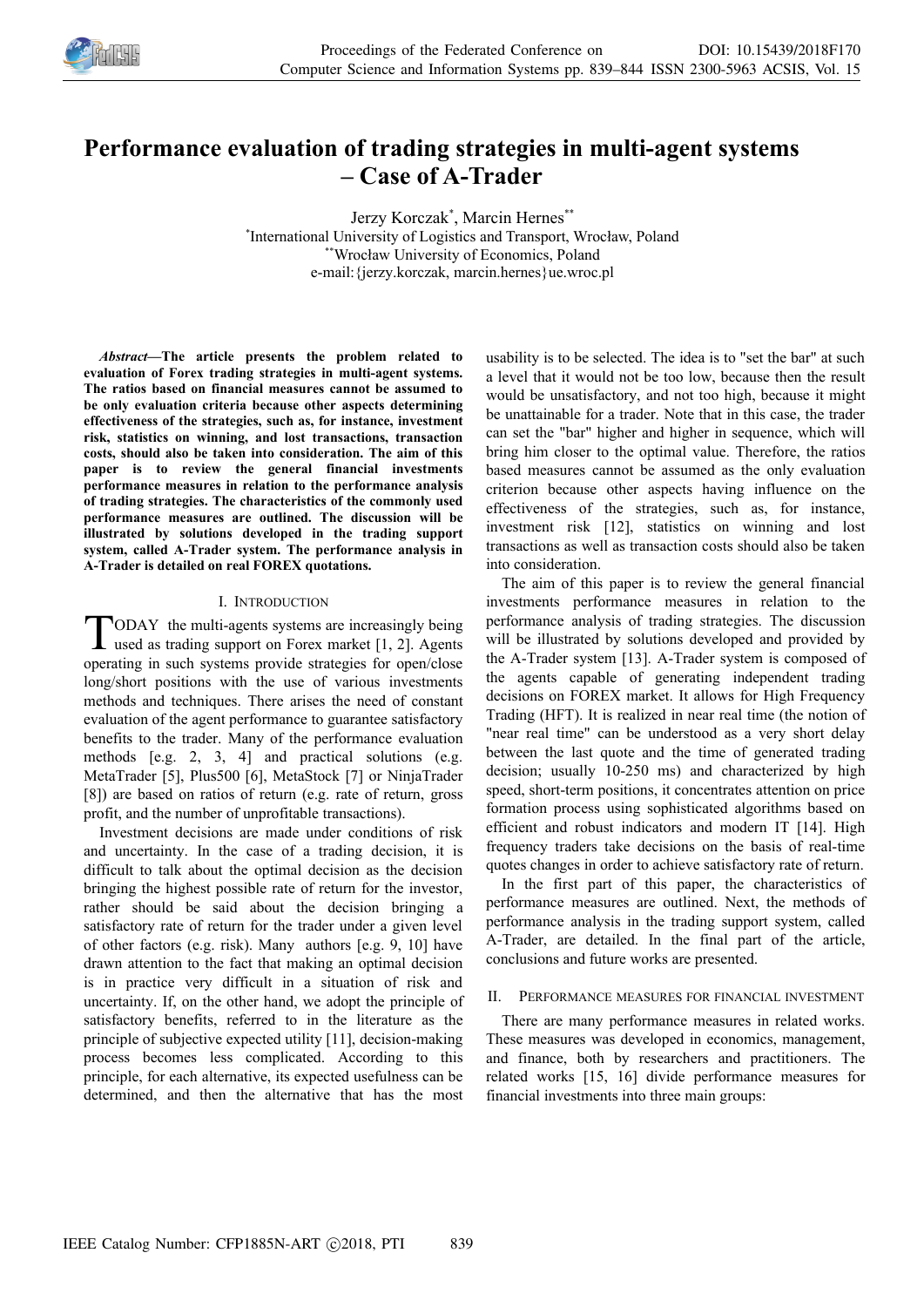# Performance evaluation of trading strategies in multi-agent systems – Case of A-Trader

Jerzy Korczak[*], Marcin Hernes[**]

[*]International University of Logistics and Transport, Wrocław, Poland

[**]Wrocław University of Economics, Poland

e-mail:{jerzy.korczak, marcin.hernes}ue.wroc.pl

***Abstract*—The article presents the problem related to evaluation of Forex trading strategies in multi-agent systems. The ratios based on financial measures cannot be assumed to be only evaluation criteria because other aspects determining effectiveness of the strategies, such as, for instance, investment risk, statistics on winning, and lost transactions, transaction costs, should also be taken into consideration. The aim of this paper is to review the general financial investments performance measures in relation to the performance analysis of trading strategies. The characteristics of the commonly used performance measures are outlined. The discussion will be illustrated by solutions developed in the trading support system, called A-Trader system. The performance analysis in A-Trader is detailed on real FOREX quotations.**

## I. Introduction

TODAY the multi-agents systems are increasingly being used as trading support on Forex market [1, 2]. Agents operating in such systems provide strategies for open/close long/short positions with the use of various investments methods and techniques. There arises the need of constant evaluation of the agent performance to guarantee satisfactory benefits to the trader. Many of the performance evaluation methods [e.g. 2, 3, 4] and practical solutions (e.g. MetaTrader [5], Plus500 [6], MetaStock [7] or NinjaTrader [8]) are based on ratios of return (e.g. rate of return, gross profit, and the number of unprofitable transactions).

Investment decisions are made under conditions of risk and uncertainty. In the case of a trading decision, it is difficult to talk about the optimal decision as the decision bringing the highest possible rate of return for the investor, rather should be said about the decision bringing a satisfactory rate of return for the trader under a given level of other factors (e.g. risk). Many authors [e.g. 9, 10] have drawn attention to the fact that making an optimal decision is in practice very difficult in a situation of risk and uncertainty. If, on the other hand, we adopt the principle of satisfactory benefits, referred to in the literature as the principle of subjective expected utility [11], decision-making process becomes less complicated. According to this principle, for each alternative, its expected usefulness can be determined, and then the alternative that has the most usability is to be selected. The idea is to "set the bar" at such a level that it would not be too low, because then the result would be unsatisfactory, and not too high, because it might be unattainable for a trader. Note that in this case, the trader can set the "bar" higher and higher in sequence, which will bring him closer to the optimal value. Therefore, the ratios based measures cannot be assumed as the only evaluation criterion because other aspects having influence on the effectiveness of the strategies, such as, for instance, investment risk [12], statistics on winning and lost transactions as well as transaction costs should also be taken into consideration.

The aim of this paper is to review the general financial investments performance measures in relation to the performance analysis of trading strategies. The discussion will be illustrated by solutions developed and provided by the A-Trader system [13]. A-Trader system is composed of the agents capable of generating independent trading decisions on FOREX market. It allows for High Frequency Trading (HFT). It is realized in near real time (the notion of "near real time" can be understood as a very short delay between the last quote and the time of generated trading decision; usually 10-250 ms) and characterized by high speed, short-term positions, it concentrates attention on price formation process using sophisticated algorithms based on efficient and robust indicators and modern IT [14]. High frequency traders take decisions on the basis of real-time quotes changes in order to achieve satisfactory rate of return.

In the first part of this paper, the characteristics of performance measures are outlined. Next, the methods of performance analysis in the trading support system, called A-Trader, are detailed. In the final part of the article, conclusions and future works are presented.

## II. Performance measures for financial investment

There are many performance measures in related works. These measures was developed in economics, management, and finance, both by researchers and practitioners. The related works [15, 16] divide performance measures for financial investments into three main groups: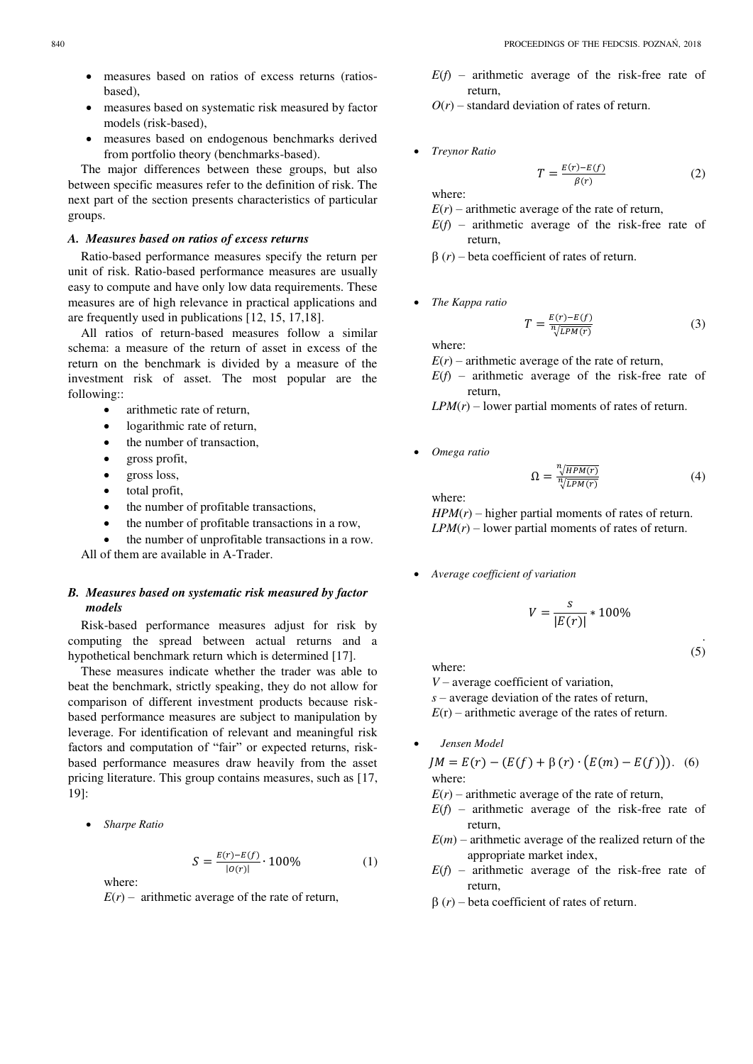- measures based on ratios of excess returns (ratios-based),
- measures based on systematic risk measured by factor models (risk-based),
- measures based on endogenous benchmarks derived from portfolio theory (benchmarks-based).

The major differences between these groups, but also between specific measures refer to the definition of risk. The next part of the section presents characteristics of particular groups.

### A. Measures based on ratios of excess returns

Ratio-based performance measures specify the return per unit of risk. Ratio-based performance measures are usually easy to compute and have only low data requirements. These measures are of high relevance in practical applications and are frequently used in publications [12, 15, 17,18].

All ratios of return-based measures follow a similar schema: a measure of the return of asset in excess of the return on the benchmark is divided by a measure of the investment risk of asset. The most popular are the following::

- arithmetic rate of return,
- logarithmic rate of return,
- the number of transaction,
- gross profit,
- gross loss,
- total profit,
- the number of profitable transactions,
- the number of profitable transactions in a row,
- the number of unprofitable transactions in a row.

All of them are available in A-Trader.

### B. Measures based on systematic risk measured by factor models

Risk-based performance measures adjust for risk by computing the spread between actual returns and a hypothetical benchmark return which is determined [17].

These measures indicate whether the trader was able to beat the benchmark, strictly speaking, they do not allow for comparison of different investment products because risk-based performance measures are subject to manipulation by leverage. For identification of relevant and meaningful risk factors and computation of "fair" or expected returns, risk-based performance measures draw heavily from the asset pricing literature. This group contains measures, such as [17, 19]:

- *Sharpe Ratio*

$$S = \frac{E(r) - E(f)}{|O(r)|} \cdot 100\% \qquad (1)$$

where:

$E(r)$ – arithmetic average of the rate of return,

$E(f)$ – arithmetic average of the risk-free rate of return,

$O(r)$ – standard deviation of rates of return.

- *Treynor Ratio*

$$T = \frac{E(r) - E(f)}{\beta(r)} \qquad (2)$$

where:

$E(r)$ – arithmetic average of the rate of return,

$E(f)$ – arithmetic average of the risk-free rate of return,

$\beta\,(r)$ – beta coefficient of rates of return.

- *The Kappa ratio*

$$T = \frac{E(r) - E(f)}{\sqrt[n]{LPM(r)}} \qquad (3)$$

where:

$E(r)$ – arithmetic average of the rate of return,

$E(f)$ – arithmetic average of the risk-free rate of return,

$LPM(r)$ – lower partial moments of rates of return.

- *Omega ratio*

$$\Omega = \frac{\sqrt[n]{HPM(r)}}{\sqrt[n]{LPM(r)}} \qquad (4)$$

where:

$HPM(r)$ – higher partial moments of rates of return.

$LPM(r)$ – lower partial moments of rates of return.

- *Average coefficient of variation*

$$V = \frac{s}{|E(r)|} * 100\% \qquad (5)$$

where:

$V$ – average coefficient of variation,

$s$ – average deviation of the rates of return,

$E(r)$ – arithmetic average of the rates of return.

- *Jensen Model*

$$JM = E(r) - (E(f) + \beta\,(r) \cdot (E(m) - E(f))). \qquad (6)$$

where:

$E(r)$ – arithmetic average of the rate of return,

$E(f)$ – arithmetic average of the risk-free rate of return,

$E(m)$ – arithmetic average of the realized return of the appropriate market index,

$E(f)$ – arithmetic average of the risk-free rate of return,

$\beta\,(r)$ – beta coefficient of rates of return.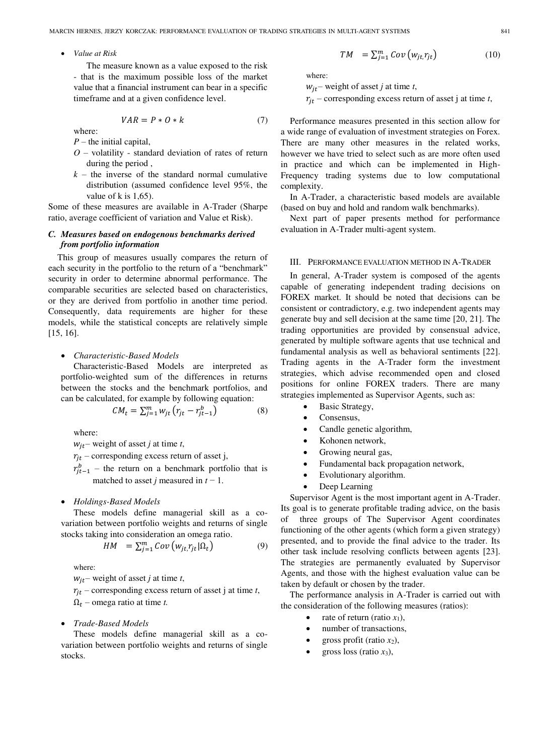- *Value at Risk*

  The measure known as a value exposed to the risk - that is the maximum possible loss of the market value that a financial instrument can bear in a specific timeframe and at a given confidence level.

$$VAR = P * O * k \tag{7}$$

where:

$P$ – the initial capital,

$O$ – volatility - standard deviation of rates of return during the period ,

$k$ – the inverse of the standard normal cumulative distribution (assumed confidence level 95%, the value of k is 1,65).

Some of these measures are available in A-Trader (Sharpe ratio, average coefficient of variation and Value et Risk).

### C. Measures based on endogenous benchmarks derived from portfolio information

This group of measures usually compares the return of each security in the portfolio to the return of a "benchmark" security in order to determine abnormal performance. The comparable securities are selected based on characteristics, or they are derived from portfolio in another time period. Consequently, data requirements are higher for these models, while the statistical concepts are relatively simple [15, 16].

- *Characteristic-Based Models*

  Characteristic-Based Models are interpreted as portfolio-weighted sum of the differences in returns between the stocks and the benchmark portfolios, and can be calculated, for example by following equation:

$$CM_t = \sum_{j=1}^{m} w_{jt}\left(r_{jt} - r_{jt-1}^{b}\right) \tag{8}$$

where:

$w_{jt}$ – weight of asset $j$ at time $t$,

$r_{jt}$ – corresponding excess return of asset j,

$r_{jt-1}^{b}$ – the return on a benchmark portfolio that is matched to asset $j$ measured in $t - 1$.

- *Holdings-Based Models*

  These models define managerial skill as a co-variation between portfolio weights and returns of single stocks taking into consideration an omega ratio.

$$HM = \sum_{j=1}^{m} Cov\left(w_{jt,} r_{jt} | \Omega_t\right) \tag{9}$$

where:

$w_{jt}$ – weight of asset $j$ at time $t$,

$r_{jt}$ – corresponding excess return of asset j at time $t$,

$\Omega_t$ – omega ratio at time $t$.

- *Trade-Based Models*

  These models define managerial skill as a co-variation between portfolio weights and returns of single stocks.

$$TM = \sum_{j=1}^{m} Cov\left(w_{jt,} r_{jt}\right) \tag{10}$$

where:

$w_{jt}$ – weight of asset $j$ at time $t$,

$r_{jt}$ – corresponding excess return of asset j at time $t$,

Performance measures presented in this section allow for a wide range of evaluation of investment strategies on Forex. There are many other measures in the related works, however we have tried to select such as are more often used in practice and which can be implemented in High-Frequency trading systems due to low computational complexity.

In A-Trader, a characteristic based models are available (based on buy and hold and random walk benchmarks).

Next part of paper presents method for performance evaluation in A-Trader multi-agent system.

## III. Performance evaluation method in A-Trader

In general, A-Trader system is composed of the agents capable of generating independent trading decisions on FOREX market. It should be noted that decisions can be consistent or contradictory, e.g. two independent agents may generate buy and sell decision at the same time [20, 21]. The trading opportunities are provided by consensual advice, generated by multiple software agents that use technical and fundamental analysis as well as behavioral sentiments [22]. Trading agents in the A-Trader form the investment strategies, which advise recommended open and closed positions for online FOREX traders. There are many strategies implemented as Supervisor Agents, such as:

- Basic Strategy,
- Consensus,
- Candle genetic algorithm,
- Kohonen network,
- Growing neural gas,
- Fundamental back propagation network,
- Evolutionary algorithm.
- Deep Learning

Supervisor Agent is the most important agent in A-Trader. Its goal is to generate profitable trading advice, on the basis of three groups of The Supervisor Agent coordinates functioning of the other agents (which form a given strategy) presented, and to provide the final advice to the trader. Its other task include resolving conflicts between agents [23]. The strategies are permanently evaluated by Supervisor Agents, and those with the highest evaluation value can be taken by default or chosen by the trader.

The performance analysis in A-Trader is carried out with the consideration of the following measures (ratios):

- rate of return (ratio $x_1$),
- number of transactions,
- gross profit (ratio $x_2$),
- gross loss (ratio $x_3$),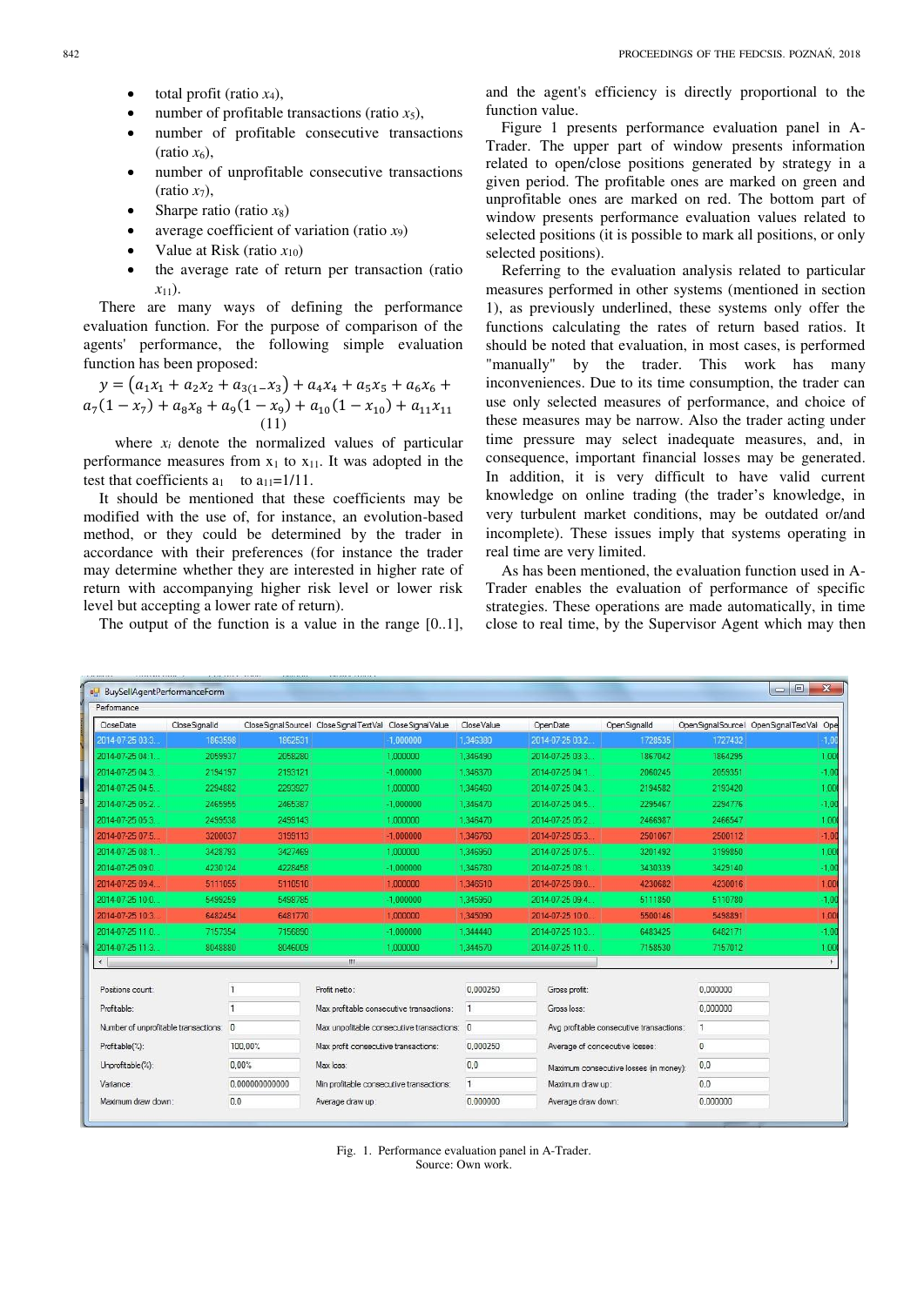- total profit (ratio $x_4$),
- number of profitable transactions (ratio $x_5$),
- number of profitable consecutive transactions (ratio $x_6$),
- number of unprofitable consecutive transactions (ratio $x_7$),
- Sharpe ratio (ratio $x_8$)
- average coefficient of variation (ratio $x_9$)
- Value at Risk (ratio $x_{10}$)
- the average rate of return per transaction (ratio $x_{11}$).

There are many ways of defining the performance evaluation function. For the purpose of comparison of the agents' performance, the following simple evaluation function has been proposed:

$$y = (a_1x_1 + a_2x_2 + a_{3(1-}x_3) + a_4x_4 + a_5x_5 + a_6x_6 + a_7(1-x_7) + a_8x_8 + a_9(1-x_9) + a_{10}(1-x_{10}) + a_{11}x_{11} \quad (11)$$

where $x_i$ denote the normalized values of particular performance measures from $x_1$ to $x_{11}$. It was adopted in the test that coefficients $a_1$ to $a_{11}$=1/11.

It should be mentioned that these coefficients may be modified with the use of, for instance, an evolution-based method, or they could be determined by the trader in accordance with their preferences (for instance the trader may determine whether they are interested in higher rate of return with accompanying higher risk level or lower risk level but accepting a lower rate of return).

The output of the function is a value in the range [0..1], and the agent's efficiency is directly proportional to the function value.

Figure 1 presents performance evaluation panel in A-Trader. The upper part of window presents information related to open/close positions generated by strategy in a given period. The profitable ones are marked on green and unprofitable ones are marked on red. The bottom part of window presents performance evaluation values related to selected positions (it is possible to mark all positions, or only selected positions).

Referring to the evaluation analysis related to particular measures performed in other systems (mentioned in section 1), as previously underlined, these systems only offer the functions calculating the rates of return based ratios. It should be noted that evaluation, in most cases, is performed "manually" by the trader. This work has many inconveniences. Due to its time consumption, the trader can use only selected measures of performance, and choice of these measures may be narrow. Also the trader acting under time pressure may select inadequate measures, and, in consequence, important financial losses may be generated. In addition, it is very difficult to have valid current knowledge on online trading (the trader's knowledge, in very turbulent market conditions, may be outdated or/and incomplete). These issues imply that systems operating in real time are very limited.

As has been mentioned, the evaluation function used in A-Trader enables the evaluation of performance of specific strategies. These operations are made automatically, in time close to real time, by the Supervisor Agent which may then

Fig. 1. Performance evaluation panel in A-Trader.
Source: Own work.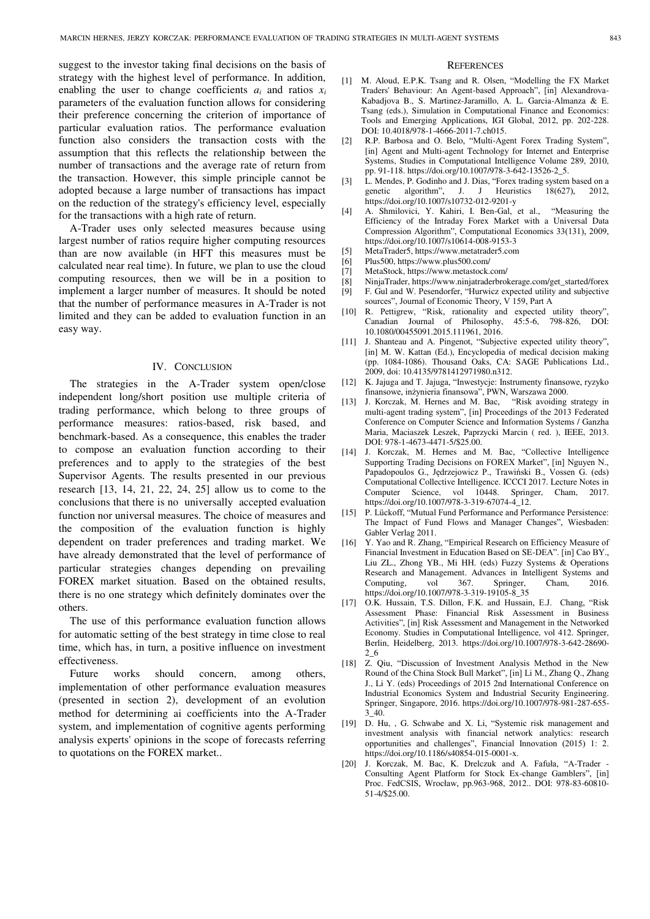suggest to the investor taking final decisions on the basis of strategy with the highest level of performance. In addition, enabling the user to change coefficients $a_i$ and ratios $x_i$ parameters of the evaluation function allows for considering their preference concerning the criterion of importance of particular evaluation ratios. The performance evaluation function also considers the transaction costs with the assumption that this reflects the relationship between the number of transactions and the average rate of return from the transaction. However, this simple principle cannot be adopted because a large number of transactions has impact on the reduction of the strategy's efficiency level, especially for the transactions with a high rate of return.

A-Trader uses only selected measures because using largest number of ratios require higher computing resources than are now available (in HFT this measures must be calculated near real time). In future, we plan to use the cloud computing resources, then we will be in a position to implement a larger number of measures. It should be noted that the number of performance measures in A-Trader is not limited and they can be added to evaluation function in an easy way.

## IV. Conclusion

The strategies in the A-Trader system open/close independent long/short position use multiple criteria of trading performance, which belong to three groups of performance measures: ratios-based, risk based, and benchmark-based. As a consequence, this enables the trader to compose an evaluation function according to their preferences and to apply to the strategies of the best Supervisor Agents. The results presented in our previous research [13, 14, 21, 22, 24, 25] allow us to come to the conclusions that there is no universally accepted evaluation function nor universal measures. The choice of measures and the composition of the evaluation function is highly dependent on trader preferences and trading market. We have already demonstrated that the level of performance of particular strategies changes depending on prevailing FOREX market situation. Based on the obtained results, there is no one strategy which definitely dominates over the others.

The use of this performance evaluation function allows for automatic setting of the best strategy in time close to real time, which has, in turn, a positive influence on investment effectiveness.

Future works should concern, among others, implementation of other performance evaluation measures (presented in section 2), development of an evolution method for determining ai coefficients into the A-Trader system, and implementation of cognitive agents performing analysis experts' opinions in the scope of forecasts referring to quotations on the FOREX market..

## References

[1] M. Aloud, E.P.K. Tsang and R. Olsen, "Modelling the FX Market Traders' Behaviour: An Agent-based Approach", [in] Alexandrova-Kabadjova B., S. Martinez-Jaramillo, A. L. Garcia-Almanza & E. Tsang (eds.), Simulation in Computational Finance and Economics: Tools and Emerging Applications, IGI Global, 2012, pp. 202-228. DOI: 10.4018/978-1-4666-2011-7.ch015.

[2] R.P. Barbosa and O. Belo, "Multi-Agent Forex Trading System", [in] Agent and Multi-agent Technology for Internet and Enterprise Systems, Studies in Computational Intelligence Volume 289, 2010, pp. 91-118. https://doi.org/10.1007/978-3-642-13526-2_5.

[3] L. Mendes, P. Godinho and J. Dias, "Forex trading system based on a genetic algorithm", J. J Heuristics 18(627), 2012, https://doi.org/10.1007/s10732-012-9201-y

[4] A. Shmilovici, Y. Kahiri, I. Ben-Gal, et al., "Measuring the Efficiency of the Intraday Forex Market with a Universal Data Compression Algorithm", Computational Economics 33(131), 2009, https://doi.org/10.1007/s10614-008-9153-3

[5] MetaTrader5, https://www.metatrader5.com

[6] Plus500, https://www.plus500.com/

[7] MetaStock, https://www.metastock.com/

[8] NinjaTrader, https://www.ninjatraderbrokerage.com/get_started/forex

[9] F. Gul and W. Pesendorfer, "Hurwicz expected utility and subjective sources", Journal of Economic Theory, V 159, Part A

[10] R. Pettigrew, "Risk, rationality and expected utility theory", Canadian Journal of Philosophy, 45:5-6, 798-826, DOI: 10.1080/00455091.2015.111961, 2016.

[11] J. Shanteau and A. Pingenot, "Subjective expected utility theory", [in] M. W. Kattan (Ed.), Encyclopedia of medical decision making (pp. 1084-1086). Thousand Oaks, CA: SAGE Publications Ltd., 2009, doi: 10.4135/9781412971980.n312.

[12] K. Jajuga and T. Jajuga, "Inwestycje: Instrumenty finansowe, ryzyko finansowe, inżynieria finansowa", PWN, Warszawa 2000.

[13] J. Korczak, M. Hernes and M. Bac, "Risk avoiding strategy in multi-agent trading system", [in] Proceedings of the 2013 Federated Conference on Computer Science and Information Systems / Ganzha Maria, Maciaszek Leszek, Paprzycki Marcin ( red. ), IEEE, 2013. DOI: 978-1-4673-4471-5/$25.00.

[14] J. Korczak, M. Hernes and M. Bac, "Collective Intelligence Supporting Trading Decisions on FOREX Market", [in] Nguyen N., Papadopoulos G., Jędrzejowicz P., Trawiński B., Vossen G. (eds) Computational Collective Intelligence. ICCCI 2017. Lecture Notes in Computer Science, vol 10448. Springer, Cham, 2017. https://doi.org/10.1007/978-3-319-67074-4_12.

[15] P. Lückoff, "Mutual Fund Performance and Performance Persistence: The Impact of Fund Flows and Manager Changes", Wiesbaden: Gabler Verlag 2011.

[16] Y. Yao and R. Zhang, "Empirical Research on Efficiency Measure of Financial Investment in Education Based on SE-DEA". [in] Cao BY., Liu ZL., Zhong YB., Mi HH. (eds) Fuzzy Systems & Operations Research and Management. Advances in Intelligent Systems and Computing, vol 367. Springer, Cham, 2016. https://doi.org/10.1007/978-3-319-19105-8_35

[17] O.K. Hussain, T.S. Dillon, F.K. and Hussain, E.J. Chang, "Risk Assessment Phase: Financial Risk Assessment in Business Activities", [in] Risk Assessment and Management in the Networked Economy. Studies in Computational Intelligence, vol 412. Springer, Berlin, Heidelberg, 2013. https://doi.org/10.1007/978-3-642-28690-2_6

[18] Z. Qiu, "Discussion of Investment Analysis Method in the New Round of the China Stock Bull Market", [in] Li M., Zhang Q., Zhang J., Li Y. (eds) Proceedings of 2015 2nd International Conference on Industrial Economics System and Industrial Security Engineering. Springer, Singapore, 2016. https://doi.org/10.1007/978-981-287-655-3_40.

[19] D. Hu, , G. Schwabe and X. Li, "Systemic risk management and investment analysis with financial network analytics: research opportunities and challenges", Financial Innovation (2015) 1: 2. https://doi.org/10.1186/s40854-015-0001-x.

[20] J. Korczak, M. Bac, K. Drelczuk and A. Fafuła, "A-Trader - Consulting Agent Platform for Stock Ex-change Gamblers", [in] Proc. FedCSIS, Wrocław, pp.963-968, 2012.. DOI: 978-83-60810-51-4/$25.00.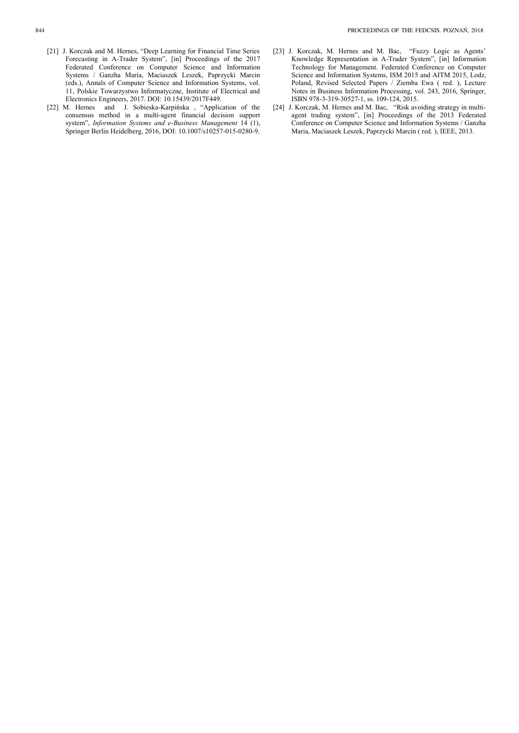[21] J. Korczak and M. Hernes, "Deep Learning for Financial Time Series Forecasting in A-Trader System", [in] Proceedings of the 2017 Federated Conference on Computer Science and Information Systems / Ganzha Maria, Maciaszek Leszek, Paprzycki Marcin (eds.), Annals of Computer Science and Information Systems, vol. 11, Polskie Towarzystwo Informatyczne, Institute of Electrical and Electronics Engineers, 2017. DOI: 10.15439/2017F449.

[22] M. Hernes and J. Sobieska-Karpińska , "Application of the consensus method in a multi-agent financial decision support system", *Information Systems and e-Business Management* 14 (1), Springer Berlin Heidelberg, 2016, DOI: 10.1007/s10257-015-0280-9.

[23] J. Korczak, M. Hernes and M. Bac, "Fuzzy Logic as Agents' Knowledge Representation in A-Trader System", [in] Information Technology for Management. Federated Conference on Computer Science and Information Systems, ISM 2015 and AITM 2015, Lodz, Poland, Revised Selected Papers / Ziemba Ewa ( red. ), Lecture Notes in Business Information Processing, vol. 243, 2016, Springer, ISBN 978-3-319-30527-1, ss. 109-124, 2015.

[24] J. Korczak, M. Hernes and M. Bac, "Risk avoiding strategy in multi-agent trading system", [in] Proceedings of the 2013 Federated Conference on Computer Science and Information Systems / Ganzha Maria, Maciaszek Leszek, Paprzycki Marcin ( red. ), IEEE, 2013.